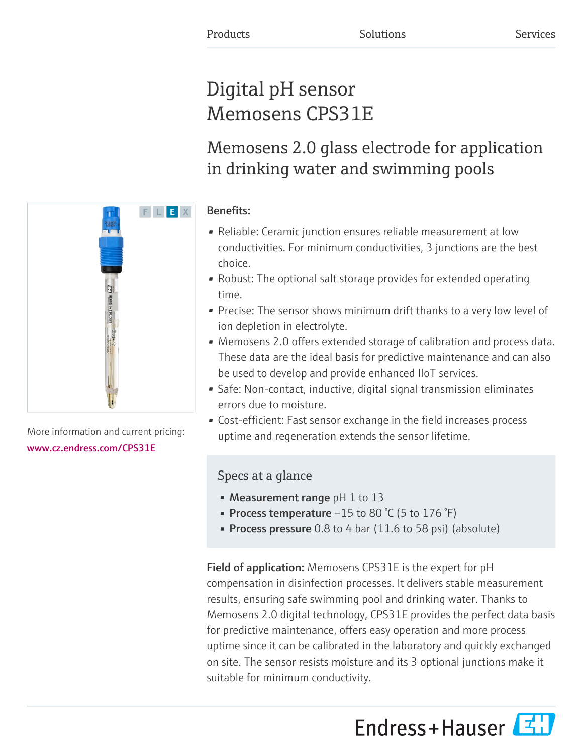Products Solutions Services

# Digital pH sensor Memosens CPS31E

## Memosens 2.0 glass electrode for application in drinking water and swimming pools

F L E X

More information and current pricing:
www.cz.endress.com/CPS31E

**Benefits:**

- Reliable: Ceramic junction ensures reliable measurement at low conductivities. For minimum conductivities, 3 junctions are the best choice.
- Robust: The optional salt storage provides for extended operating time.
- Precise: The sensor shows minimum drift thanks to a very low level of ion depletion in electrolyte.
- Memosens 2.0 offers extended storage of calibration and process data. These data are the ideal basis for predictive maintenance and can also be used to develop and provide enhanced IIoT services.
- Safe: Non-contact, inductive, digital signal transmission eliminates errors due to moisture.
- Cost-efficient: Fast sensor exchange in the field increases process uptime and regeneration extends the sensor lifetime.

### Specs at a glance

- **Measurement range** pH 1 to 13
- **Process temperature** −15 to 80 °C (5 to 176 °F)
- **Process pressure** 0.8 to 4 bar (11.6 to 58 psi) (absolute)

**Field of application:** Memosens CPS31E is the expert for pH compensation in disinfection processes. It delivers stable measurement results, ensuring safe swimming pool and drinking water. Thanks to Memosens 2.0 digital technology, CPS31E provides the perfect data basis for predictive maintenance, offers easy operation and more process uptime since it can be calibrated in the laboratory and quickly exchanged on site. The sensor resists moisture and its 3 optional junctions make it suitable for minimum conductivity.

Endress+Hauser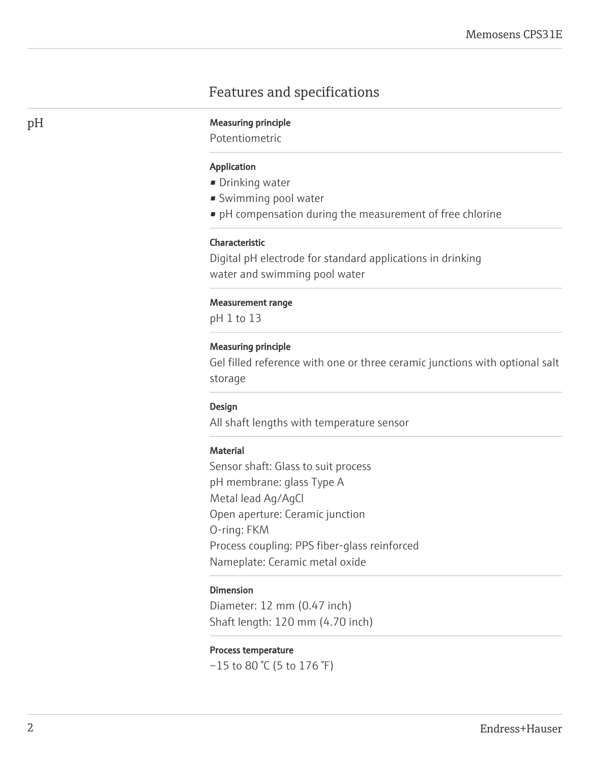# Features and specifications

## pH

**Measuring principle**

Potentiometric

**Application**

- Drinking water
- Swimming pool water
- pH compensation during the measurement of free chlorine

**Characteristic**

Digital pH electrode for standard applications in drinking water and swimming pool water

**Measurement range**

pH 1 to 13

**Measuring principle**

Gel filled reference with one or three ceramic junctions with optional salt storage

**Design**

All shaft lengths with temperature sensor

**Material**

Sensor shaft: Glass to suit process
pH membrane: glass Type A
Metal lead Ag/AgCl
Open aperture: Ceramic junction
O-ring: FKM
Process coupling: PPS fiber-glass reinforced
Nameplate: Ceramic metal oxide

**Dimension**

Diameter: 12 mm (0.47 inch)
Shaft length: 120 mm (4.70 inch)

**Process temperature**

−15 to 80 °C (5 to 176 °F)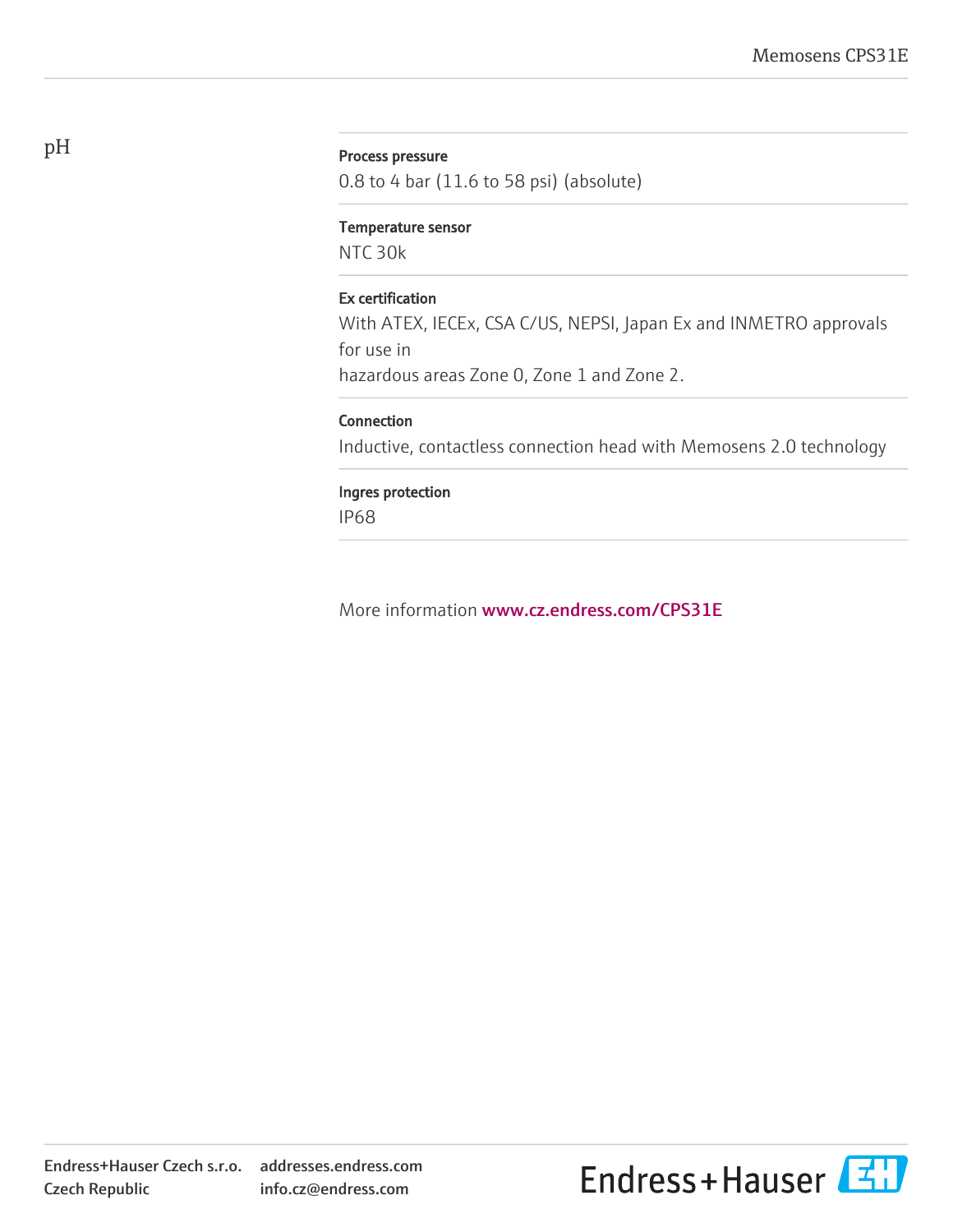## pH

**Process pressure**

0.8 to 4 bar (11.6 to 58 psi) (absolute)

**Temperature sensor**

NTC 30k

**Ex certification**

With ATEX, IECEx, CSA C/US, NEPSI, Japan Ex and INMETRO approvals for use in
hazardous areas Zone 0, Zone 1 and Zone 2.

**Connection**

Inductive, contactless connection head with Memosens 2.0 technology

**Ingres protection**

IP68

More information **www.cz.endress.com/CPS31E**

Endress+Hauser Czech s.r.o.
Czech Republic

addresses.endress.com
info.cz@endress.com

Endress+Hauser